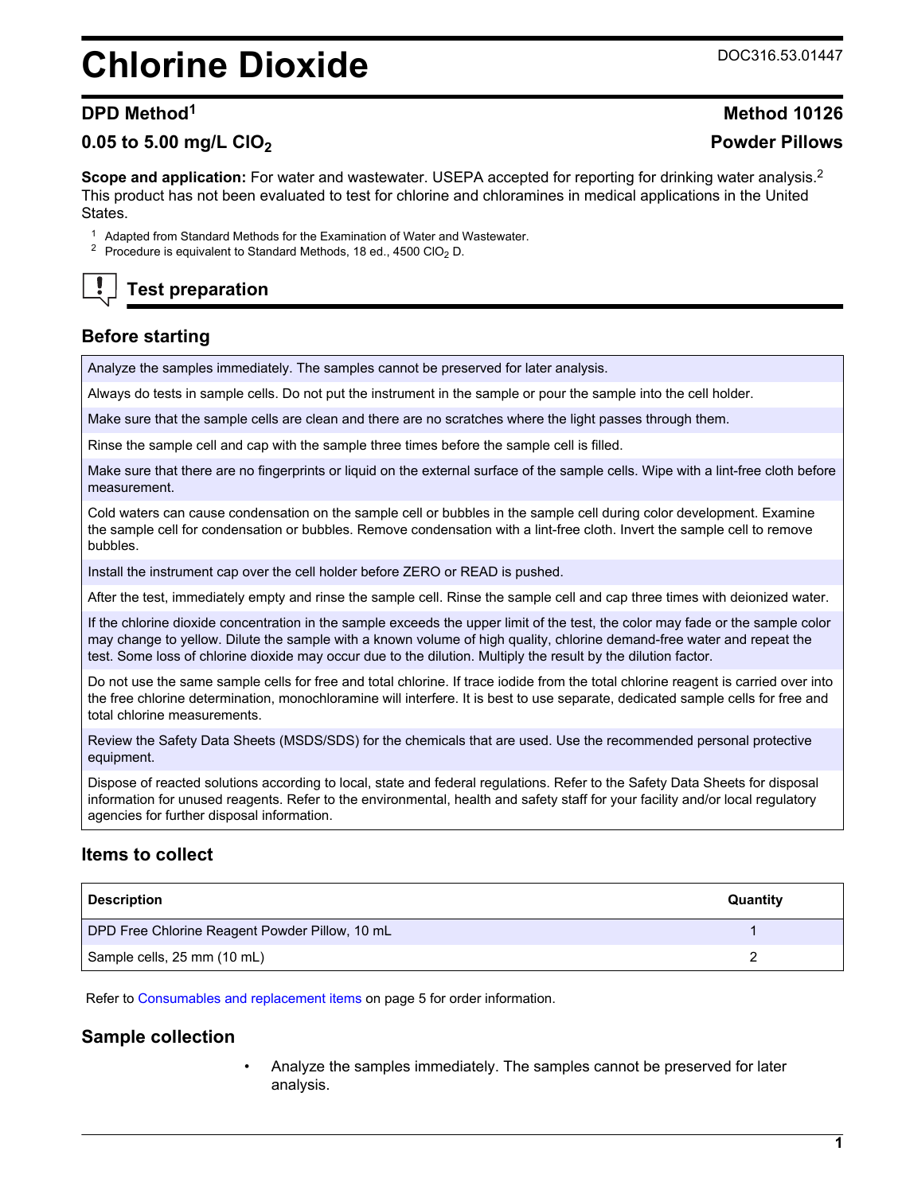# Chlorine Dioxide

DOC316.53.01447

## DPD Method[1]

## Method 10126

## 0.05 to 5.00 mg/L $ClO_2$

## Powder Pillows

**Scope and application:** For water and wastewater. USEPA accepted for reporting for drinking water analysis.[2] This product has not been evaluated to test for chlorine and chloramines in medical applications in the United States.

[1] Adapted from Standard Methods for the Examination of Water and Wastewater.
[2] Procedure is equivalent to Standard Methods, 18 ed., 4500 $ClO_2$ D.

## Test preparation

### Before starting

| |
|---|
| Analyze the samples immediately. The samples cannot be preserved for later analysis. |
| Always do tests in sample cells. Do not put the instrument in the sample or pour the sample into the cell holder. |
| Make sure that the sample cells are clean and there are no scratches where the light passes through them. |
| Rinse the sample cell and cap with the sample three times before the sample cell is filled. |
| Make sure that there are no fingerprints or liquid on the external surface of the sample cells. Wipe with a lint-free cloth before measurement. |
| Cold waters can cause condensation on the sample cell or bubbles in the sample cell during color development. Examine the sample cell for condensation or bubbles. Remove condensation with a lint-free cloth. Invert the sample cell to remove bubbles. |
| Install the instrument cap over the cell holder before ZERO or READ is pushed. |
| After the test, immediately empty and rinse the sample cell. Rinse the sample cell and cap three times with deionized water. |
| If the chlorine dioxide concentration in the sample exceeds the upper limit of the test, the color may fade or the sample color may change to yellow. Dilute the sample with a known volume of high quality, chlorine demand-free water and repeat the test. Some loss of chlorine dioxide may occur due to the dilution. Multiply the result by the dilution factor. |
| Do not use the same sample cells for free and total chlorine. If trace iodide from the total chlorine reagent is carried over into the free chlorine determination, monochloramine will interfere. It is best to use separate, dedicated sample cells for free and total chlorine measurements. |
| Review the Safety Data Sheets (MSDS/SDS) for the chemicals that are used. Use the recommended personal protective equipment. |
| Dispose of reacted solutions according to local, state and federal regulations. Refer to the Safety Data Sheets for disposal information for unused reagents. Refer to the environmental, health and safety staff for your facility and/or local regulatory agencies for further disposal information. |

### Items to collect

| Description | Quantity |
|---|---|
| DPD Free Chlorine Reagent Powder Pillow, 10 mL | 1 |
| Sample cells, 25 mm (10 mL) | 2 |

Refer to Consumables and replacement items on page 5 for order information.

### Sample collection

- Analyze the samples immediately. The samples cannot be preserved for later analysis.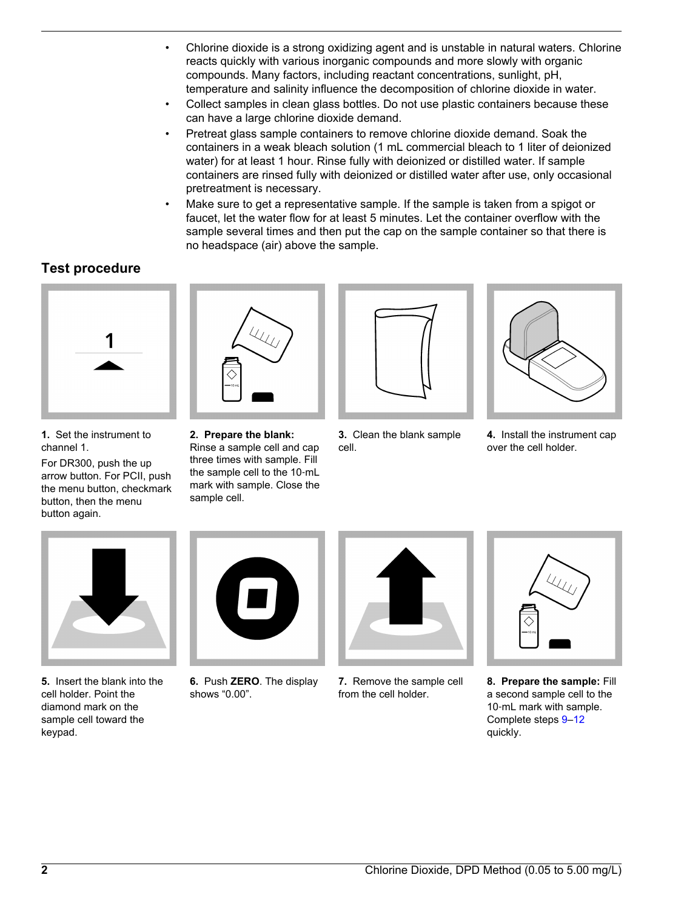- Chlorine dioxide is a strong oxidizing agent and is unstable in natural waters. Chlorine reacts quickly with various inorganic compounds and more slowly with organic compounds. Many factors, including reactant concentrations, sunlight, pH, temperature and salinity influence the decomposition of chlorine dioxide in water.
- Collect samples in clean glass bottles. Do not use plastic containers because these can have a large chlorine dioxide demand.
- Pretreat glass sample containers to remove chlorine dioxide demand. Soak the containers in a weak bleach solution (1 mL commercial bleach to 1 liter of deionized water) for at least 1 hour. Rinse fully with deionized or distilled water. If sample containers are rinsed fully with deionized or distilled water after use, only occasional pretreatment is necessary.
- Make sure to get a representative sample. If the sample is taken from a spigot or faucet, let the water flow for at least 5 minutes. Let the container overflow with the sample several times and then put the cap on the sample container so that there is no headspace (air) above the sample.

## Test procedure

**1.** Set the instrument to channel 1.

For DR300, push the up arrow button. For PCII, push the menu button, checkmark button, then the menu button again.

**2. Prepare the blank:** Rinse a sample cell and cap three times with sample. Fill the sample cell to the 10-mL mark with sample. Close the sample cell.

**3.** Clean the blank sample cell.

**4.** Install the instrument cap over the cell holder.

**5.** Insert the blank into the cell holder. Point the diamond mark on the sample cell toward the keypad.

**6.** Push **ZERO**. The display shows "0.00".

**7.** Remove the sample cell from the cell holder.

**8. Prepare the sample:** Fill a second sample cell to the 10-mL mark with sample. Complete steps 9–12 quickly.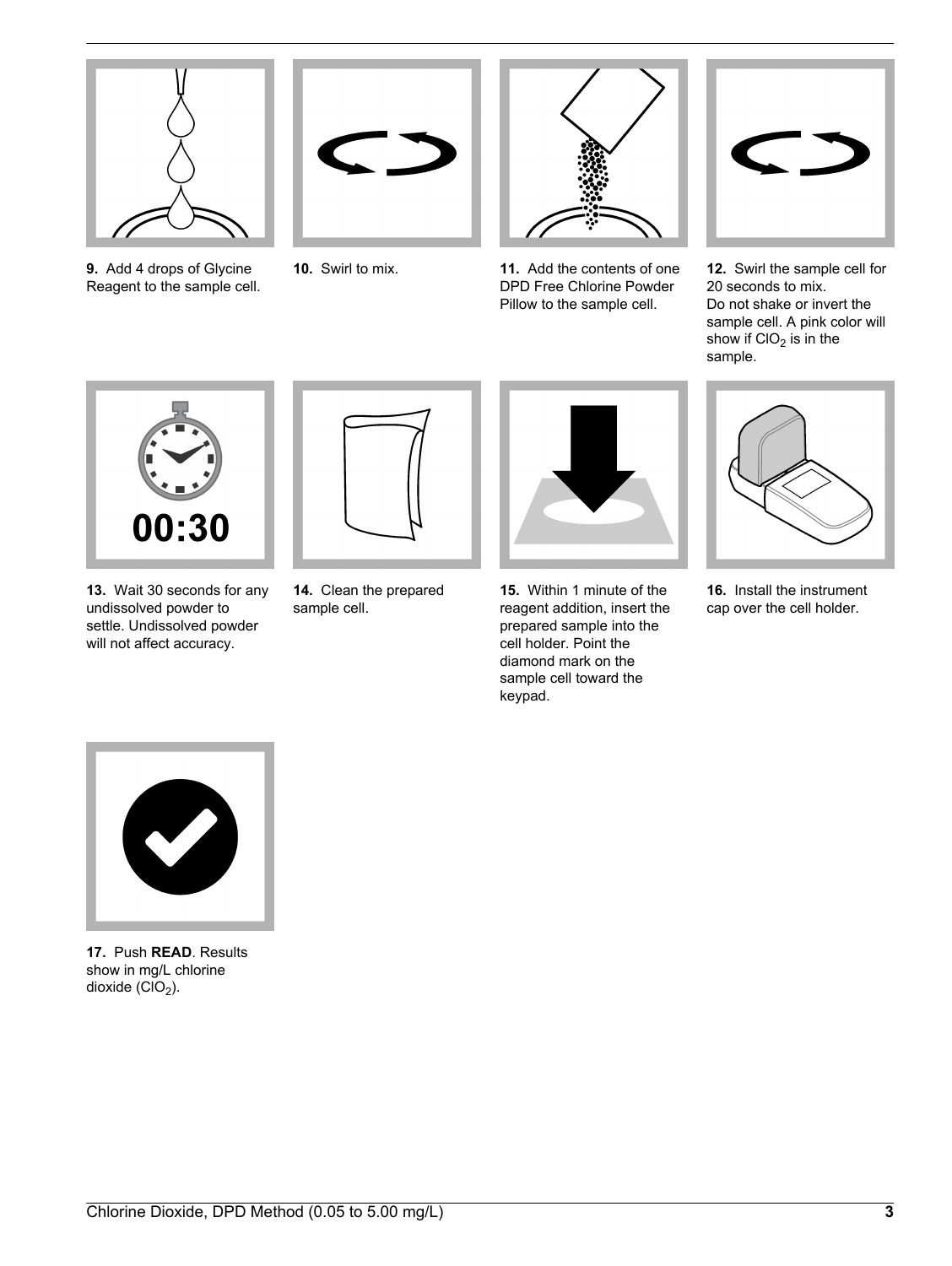9. Add 4 drops of Glycine Reagent to the sample cell.

10. Swirl to mix.

11. Add the contents of one DPD Free Chlorine Powder Pillow to the sample cell.

12. Swirl the sample cell for 20 seconds to mix.
Do not shake or invert the sample cell. A pink color will show if $ClO_2$ is in the sample.

13. Wait 30 seconds for any undissolved powder to settle. Undissolved powder will not affect accuracy.

14. Clean the prepared sample cell.

15. Within 1 minute of the reagent addition, insert the prepared sample into the cell holder. Point the diamond mark on the sample cell toward the keypad.

16. Install the instrument cap over the cell holder.

17. Push **READ**. Results show in mg/L chlorine dioxide ($ClO_2$).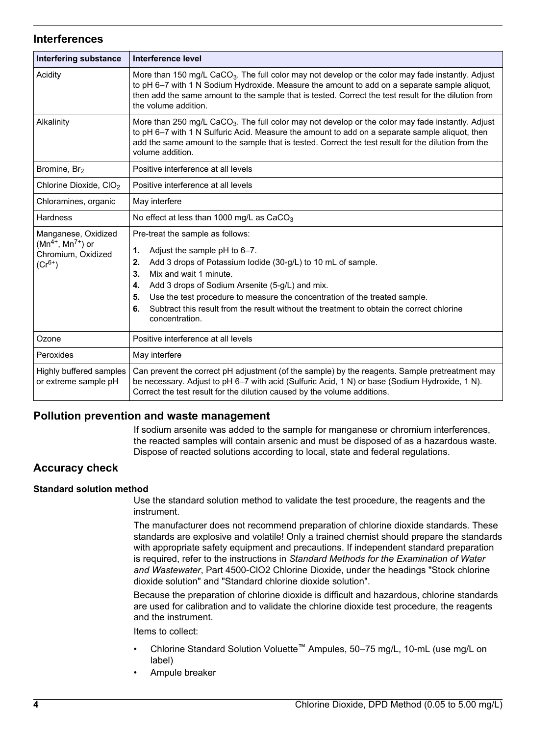## Interferences

| Interfering substance | Interference level |
|---|---|
| Acidity | More than 150 mg/L $CaCO_3$. The full color may not develop or the color may fade instantly. Adjust to pH 6–7 with 1 N Sodium Hydroxide. Measure the amount to add on a separate sample aliquot, then add the same amount to the sample that is tested. Correct the test result for the dilution from the volume addition. |
| Alkalinity | More than 250 mg/L $CaCO_3$. The full color may not develop or the color may fade instantly. Adjust to pH 6–7 with 1 N Sulfuric Acid. Measure the amount to add on a separate sample aliquot, then add the same amount to the sample that is tested. Correct the test result for the dilution from the volume addition. |
| Bromine, $Br_2$ | Positive interference at all levels |
| Chlorine Dioxide, $ClO_2$ | Positive interference at all levels |
| Chloramines, organic | May interfere |
| Hardness | No effect at less than 1000 mg/L as $CaCO_3$ |
| Manganese, Oxidized ($Mn^{4+}$, $Mn^{7+}$) or Chromium, Oxidized ($Cr^{6+}$) | Pre-treat the sample as follows:<br>1. Adjust the sample pH to 6–7.<br>2. Add 3 drops of Potassium Iodide (30-g/L) to 10 mL of sample.<br>3. Mix and wait 1 minute.<br>4. Add 3 drops of Sodium Arsenite (5-g/L) and mix.<br>5. Use the test procedure to measure the concentration of the treated sample.<br>6. Subtract this result from the result without the treatment to obtain the correct chlorine concentration. |
| Ozone | Positive interference at all levels |
| Peroxides | May interfere |
| Highly buffered samples or extreme sample pH | Can prevent the correct pH adjustment (of the sample) by the reagents. Sample pretreatment may be necessary. Adjust to pH 6–7 with acid (Sulfuric Acid, 1 N) or base (Sodium Hydroxide, 1 N). Correct the test result for the dilution caused by the volume additions. |

## Pollution prevention and waste management

If sodium arsenite was added to the sample for manganese or chromium interferences, the reacted samples will contain arsenic and must be disposed of as a hazardous waste. Dispose of reacted solutions according to local, state and federal regulations.

## Accuracy check

### Standard solution method

Use the standard solution method to validate the test procedure, the reagents and the instrument.

The manufacturer does not recommend preparation of chlorine dioxide standards. These standards are explosive and volatile! Only a trained chemist should prepare the standards with appropriate safety equipment and precautions. If independent standard preparation is required, refer to the instructions in *Standard Methods for the Examination of Water and Wastewater*, Part 4500-ClO2 Chlorine Dioxide, under the headings "Stock chlorine dioxide solution" and "Standard chlorine dioxide solution".

Because the preparation of chlorine dioxide is difficult and hazardous, chlorine standards are used for calibration and to validate the chlorine dioxide test procedure, the reagents and the instrument.

Items to collect:

- Chlorine Standard Solution Voluette™ Ampules, 50–75 mg/L, 10-mL (use mg/L on label)
- Ampule breaker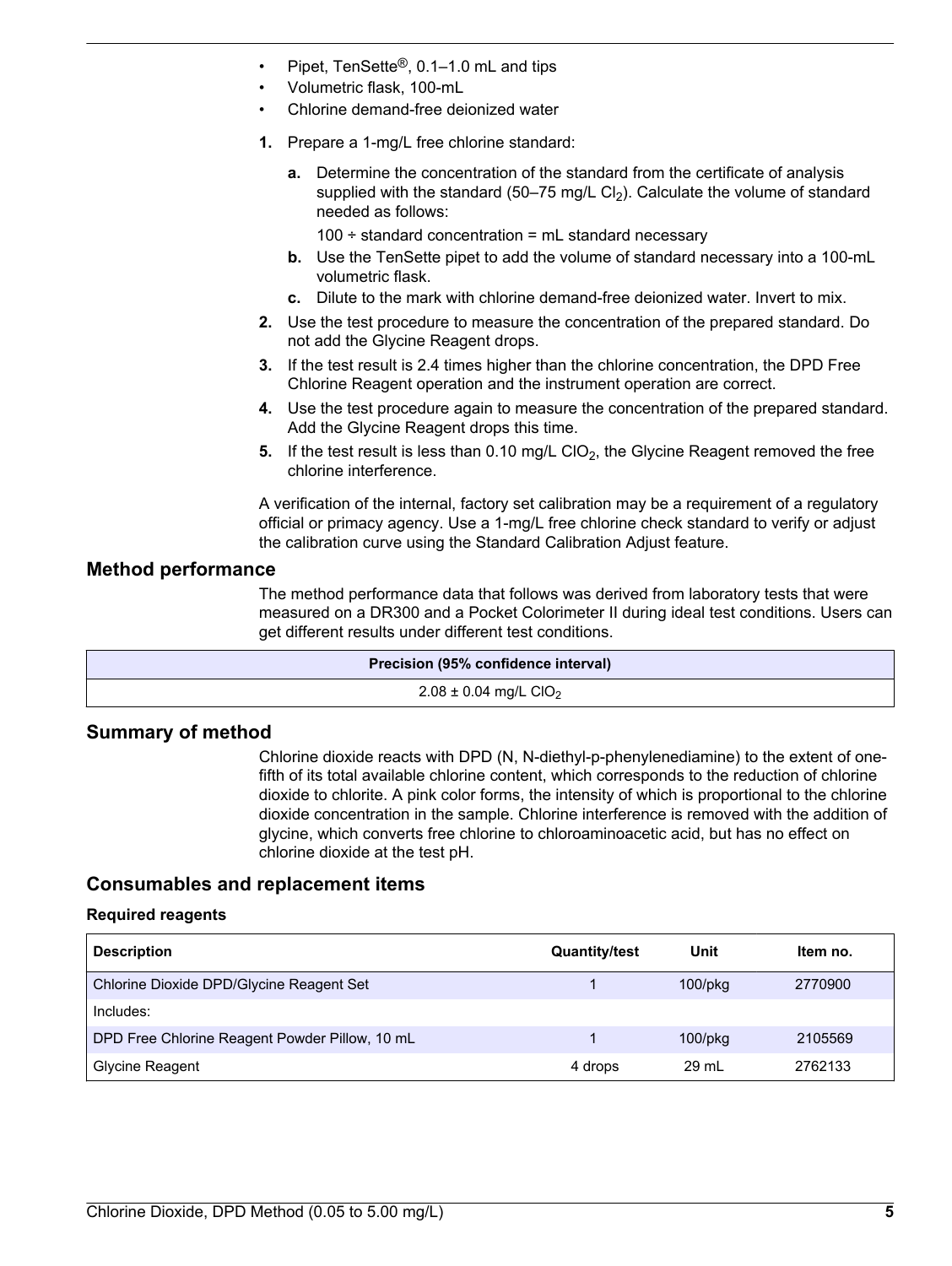- Pipet, TenSette®, 0.1–1.0 mL and tips
- Volumetric flask, 100-mL
- Chlorine demand-free deionized water

1. Prepare a 1-mg/L free chlorine standard:
   a. Determine the concentration of the standard from the certificate of analysis supplied with the standard (50–75 mg/L $Cl_2$). Calculate the volume of standard needed as follows:

      100 ÷ standard concentration = mL standard necessary
   b. Use the TenSette pipet to add the volume of standard necessary into a 100-mL volumetric flask.
   c. Dilute to the mark with chlorine demand-free deionized water. Invert to mix.
2. Use the test procedure to measure the concentration of the prepared standard. Do not add the Glycine Reagent drops.
3. If the test result is 2.4 times higher than the chlorine concentration, the DPD Free Chlorine Reagent operation and the instrument operation are correct.
4. Use the test procedure again to measure the concentration of the prepared standard. Add the Glycine Reagent drops this time.
5. If the test result is less than 0.10 mg/L $ClO_2$, the Glycine Reagent removed the free chlorine interference.

A verification of the internal, factory set calibration may be a requirement of a regulatory official or primacy agency. Use a 1-mg/L free chlorine check standard to verify or adjust the calibration curve using the Standard Calibration Adjust feature.

## Method performance

The method performance data that follows was derived from laboratory tests that were measured on a DR300 and a Pocket Colorimeter II during ideal test conditions. Users can get different results under different test conditions.

| Precision (95% confidence interval) |
| --- |
| 2.08 ± 0.04 mg/L $ClO_2$ |

## Summary of method

Chlorine dioxide reacts with DPD (N, N-diethyl-p-phenylenediamine) to the extent of one-fifth of its total available chlorine content, which corresponds to the reduction of chlorine dioxide to chlorite. A pink color forms, the intensity of which is proportional to the chlorine dioxide concentration in the sample. Chlorine interference is removed with the addition of glycine, which converts free chlorine to chloroaminoacetic acid, but has no effect on chlorine dioxide at the test pH.

## Consumables and replacement items

### Required reagents

| Description | Quantity/test | Unit | Item no. |
| --- | --- | --- | --- |
| Chlorine Dioxide DPD/Glycine Reagent Set | 1 | 100/pkg | 2770900 |
| Includes: | | | |
| DPD Free Chlorine Reagent Powder Pillow, 10 mL | 1 | 100/pkg | 2105569 |
| Glycine Reagent | 4 drops | 29 mL | 2762133 |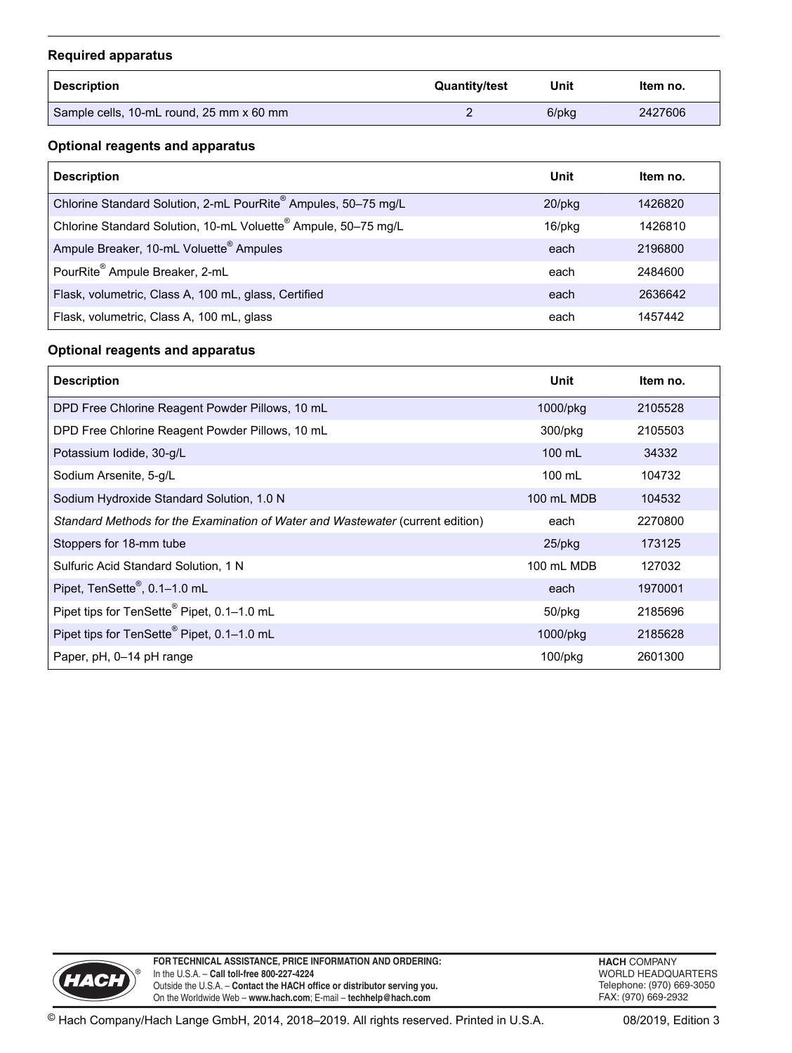### Required apparatus

| Description | Quantity/test | Unit | Item no. |
|---|---|---|---|
| Sample cells, 10-mL round, 25 mm x 60 mm | 2 | 6/pkg | 2427606 |

### Optional reagents and apparatus

| Description | Unit | Item no. |
|---|---|---|
| Chlorine Standard Solution, 2-mL PourRite® Ampules, 50–75 mg/L | 20/pkg | 1426820 |
| Chlorine Standard Solution, 10-mL Voluette® Ampule, 50–75 mg/L | 16/pkg | 1426810 |
| Ampule Breaker, 10-mL Voluette® Ampules | each | 2196800 |
| PourRite® Ampule Breaker, 2-mL | each | 2484600 |
| Flask, volumetric, Class A, 100 mL, glass, Certified | each | 2636642 |
| Flask, volumetric, Class A, 100 mL, glass | each | 1457442 |

### Optional reagents and apparatus

| Description | Unit | Item no. |
|---|---|---|
| DPD Free Chlorine Reagent Powder Pillows, 10 mL | 1000/pkg | 2105528 |
| DPD Free Chlorine Reagent Powder Pillows, 10 mL | 300/pkg | 2105503 |
| Potassium Iodide, 30-g/L | 100 mL | 34332 |
| Sodium Arsenite, 5-g/L | 100 mL | 104732 |
| Sodium Hydroxide Standard Solution, 1.0 N | 100 mL MDB | 104532 |
| *Standard Methods for the Examination of Water and Wastewater* (current edition) | each | 2270800 |
| Stoppers for 18-mm tube | 25/pkg | 173125 |
| Sulfuric Acid Standard Solution, 1 N | 100 mL MDB | 127032 |
| Pipet, TenSette®, 0.1–1.0 mL | each | 1970001 |
| Pipet tips for TenSette® Pipet, 0.1–1.0 mL | 50/pkg | 2185696 |
| Pipet tips for TenSette® Pipet, 0.1–1.0 mL | 1000/pkg | 2185628 |
| Paper, pH, 0–14 pH range | 100/pkg | 2601300 |

**FOR TECHNICAL ASSISTANCE, PRICE INFORMATION AND ORDERING:**
In the U.S.A. – **Call toll-free 800-227-4224**
Outside the U.S.A. – **Contact the HACH office or distributor serving you.**
On the Worldwide Web – **www.hach.com**; E-mail – **techhelp@hach.com**

**HACH** COMPANY
WORLD HEADQUARTERS
Telephone: (970) 669-3050
FAX: (970) 669-2932

© Hach Company/Hach Lange GmbH, 2014, 2018–2019. All rights reserved. Printed in U.S.A.

08/2019, Edition 3